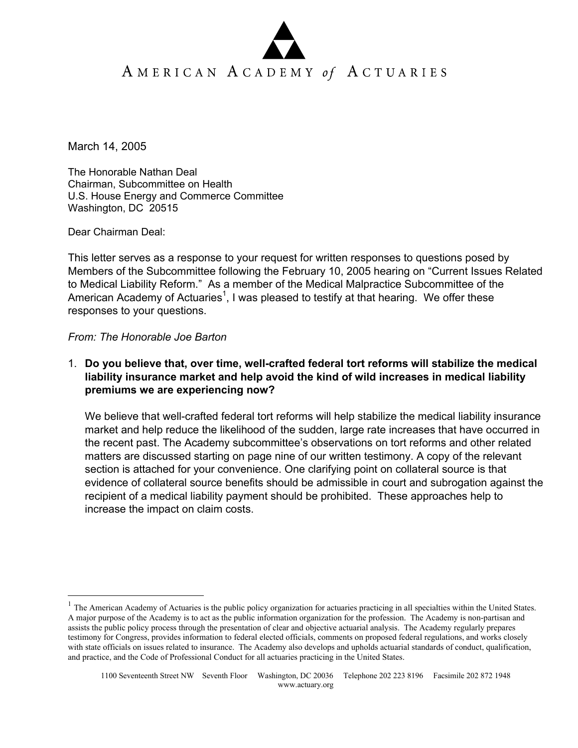# American Academy *of* Actuaries

March 14, 2005

The Honorable Nathan Deal
Chairman, Subcommittee on Health
U.S. House Energy and Commerce Committee
Washington, DC 20515

Dear Chairman Deal:

This letter serves as a response to your request for written responses to questions posed by Members of the Subcommittee following the February 10, 2005 hearing on "Current Issues Related to Medical Liability Reform." As a member of the Medical Malpractice Subcommittee of the American Academy of Actuaries[1], I was pleased to testify at that hearing. We offer these responses to your questions.

*From: The Honorable Joe Barton*

1. **Do you believe that, over time, well-crafted federal tort reforms will stabilize the medical liability insurance market and help avoid the kind of wild increases in medical liability premiums we are experiencing now?**

   We believe that well-crafted federal tort reforms will help stabilize the medical liability insurance market and help reduce the likelihood of the sudden, large rate increases that have occurred in the recent past. The Academy subcommittee's observations on tort reforms and other related matters are discussed starting on page nine of our written testimony. A copy of the relevant section is attached for your convenience. One clarifying point on collateral source is that evidence of collateral source benefits should be admissible in court and subrogation against the recipient of a medical liability payment should be prohibited. These approaches help to increase the impact on claim costs.

---

[1] The American Academy of Actuaries is the public policy organization for actuaries practicing in all specialties within the United States. A major purpose of the Academy is to act as the public information organization for the profession. The Academy is non-partisan and assists the public policy process through the presentation of clear and objective actuarial analysis. The Academy regularly prepares testimony for Congress, provides information to federal elected officials, comments on proposed federal regulations, and works closely with state officials on issues related to insurance. The Academy also develops and upholds actuarial standards of conduct, qualification, and practice, and the Code of Professional Conduct for all actuaries practicing in the United States.

1100 Seventeenth Street NW Seventh Floor Washington, DC 20036 Telephone 202 223 8196 Facsimile 202 872 1948
www.actuary.org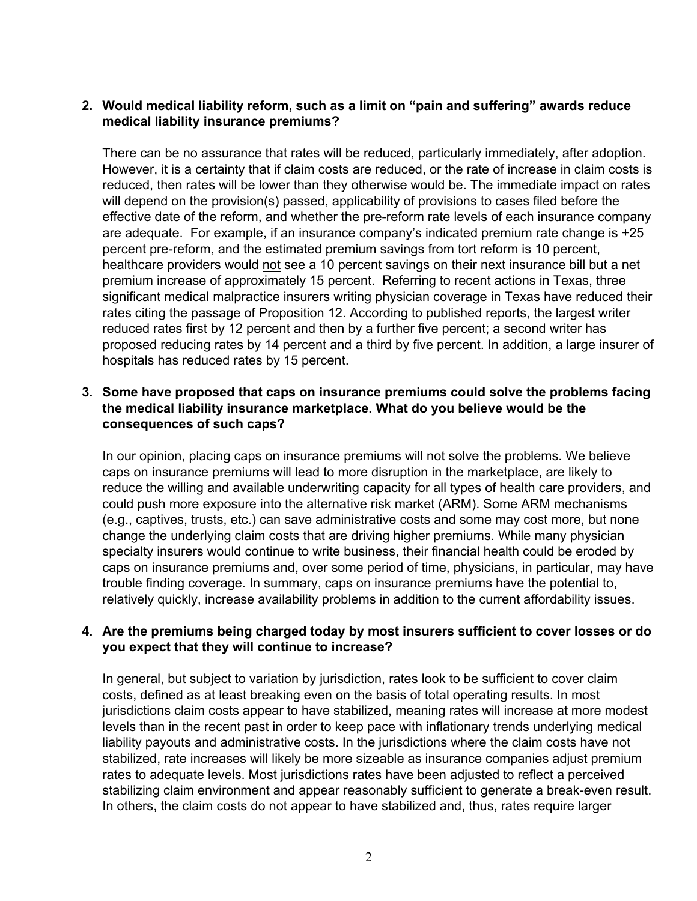**2. Would medical liability reform, such as a limit on "pain and suffering" awards reduce medical liability insurance premiums?**

There can be no assurance that rates will be reduced, particularly immediately, after adoption. However, it is a certainty that if claim costs are reduced, or the rate of increase in claim costs is reduced, then rates will be lower than they otherwise would be. The immediate impact on rates will depend on the provision(s) passed, applicability of provisions to cases filed before the effective date of the reform, and whether the pre-reform rate levels of each insurance company are adequate. For example, if an insurance company's indicated premium rate change is +25 percent pre-reform, and the estimated premium savings from tort reform is 10 percent, healthcare providers would <u>not</u> see a 10 percent savings on their next insurance bill but a net premium increase of approximately 15 percent. Referring to recent actions in Texas, three significant medical malpractice insurers writing physician coverage in Texas have reduced their rates citing the passage of Proposition 12. According to published reports, the largest writer reduced rates first by 12 percent and then by a further five percent; a second writer has proposed reducing rates by 14 percent and a third by five percent. In addition, a large insurer of hospitals has reduced rates by 15 percent.

**3. Some have proposed that caps on insurance premiums could solve the problems facing the medical liability insurance marketplace. What do you believe would be the consequences of such caps?**

In our opinion, placing caps on insurance premiums will not solve the problems. We believe caps on insurance premiums will lead to more disruption in the marketplace, are likely to reduce the willing and available underwriting capacity for all types of health care providers, and could push more exposure into the alternative risk market (ARM). Some ARM mechanisms (e.g., captives, trusts, etc.) can save administrative costs and some may cost more, but none change the underlying claim costs that are driving higher premiums. While many physician specialty insurers would continue to write business, their financial health could be eroded by caps on insurance premiums and, over some period of time, physicians, in particular, may have trouble finding coverage. In summary, caps on insurance premiums have the potential to, relatively quickly, increase availability problems in addition to the current affordability issues.

**4. Are the premiums being charged today by most insurers sufficient to cover losses or do you expect that they will continue to increase?**

In general, but subject to variation by jurisdiction, rates look to be sufficient to cover claim costs, defined as at least breaking even on the basis of total operating results. In most jurisdictions claim costs appear to have stabilized, meaning rates will increase at more modest levels than in the recent past in order to keep pace with inflationary trends underlying medical liability payouts and administrative costs. In the jurisdictions where the claim costs have not stabilized, rate increases will likely be more sizeable as insurance companies adjust premium rates to adequate levels. Most jurisdictions rates have been adjusted to reflect a perceived stabilizing claim environment and appear reasonably sufficient to generate a break-even result. In others, the claim costs do not appear to have stabilized and, thus, rates require larger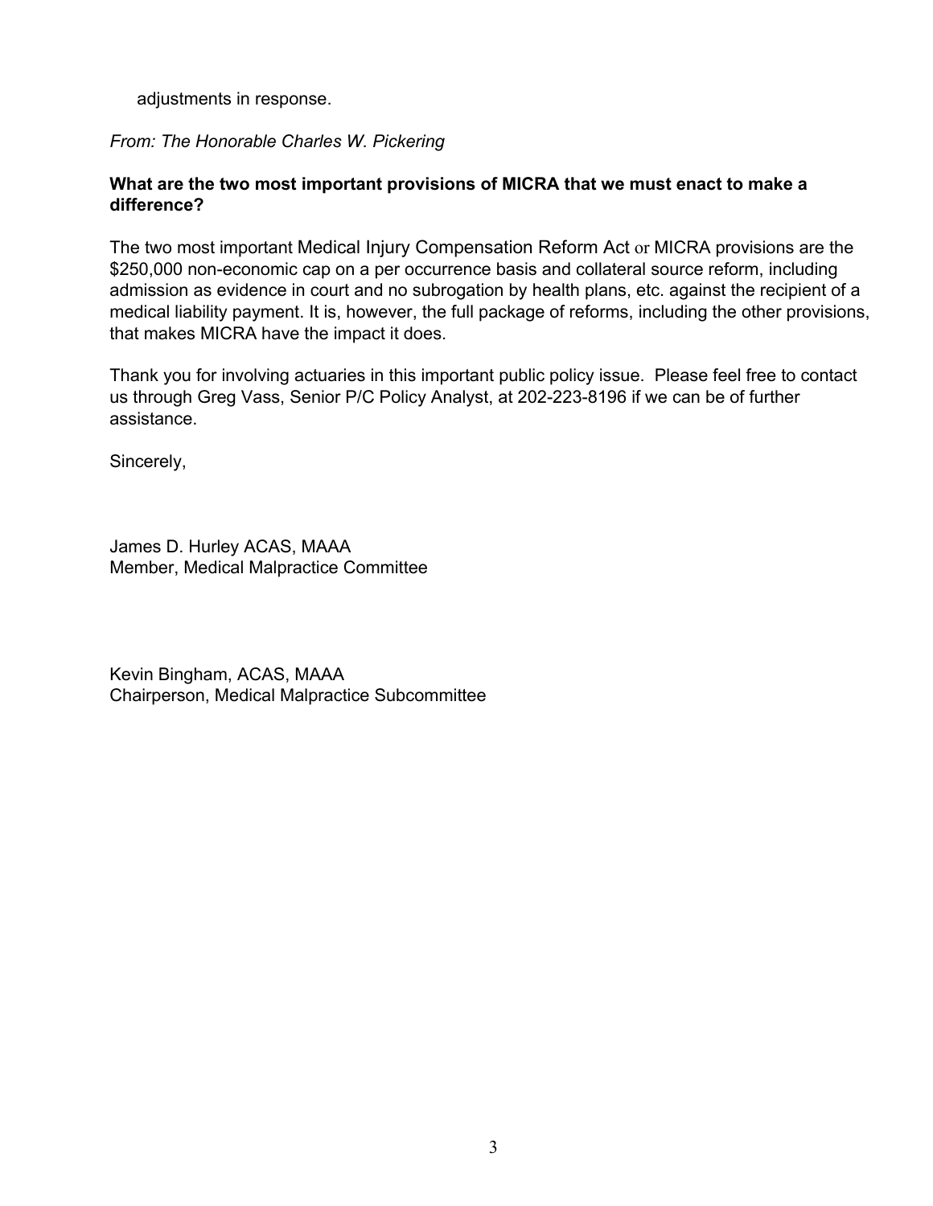adjustments in response.

*From: The Honorable Charles W. Pickering*

**What are the two most important provisions of MICRA that we must enact to make a difference?**

The two most important Medical Injury Compensation Reform Act or MICRA provisions are the $250,000 non-economic cap on a per occurrence basis and collateral source reform, including admission as evidence in court and no subrogation by health plans, etc. against the recipient of a medical liability payment. It is, however, the full package of reforms, including the other provisions, that makes MICRA have the impact it does.

Thank you for involving actuaries in this important public policy issue. Please feel free to contact us through Greg Vass, Senior P/C Policy Analyst, at 202-223-8196 if we can be of further assistance.

Sincerely,

James D. Hurley ACAS, MAAA
Member, Medical Malpractice Committee

Kevin Bingham, ACAS, MAAA
Chairperson, Medical Malpractice Subcommittee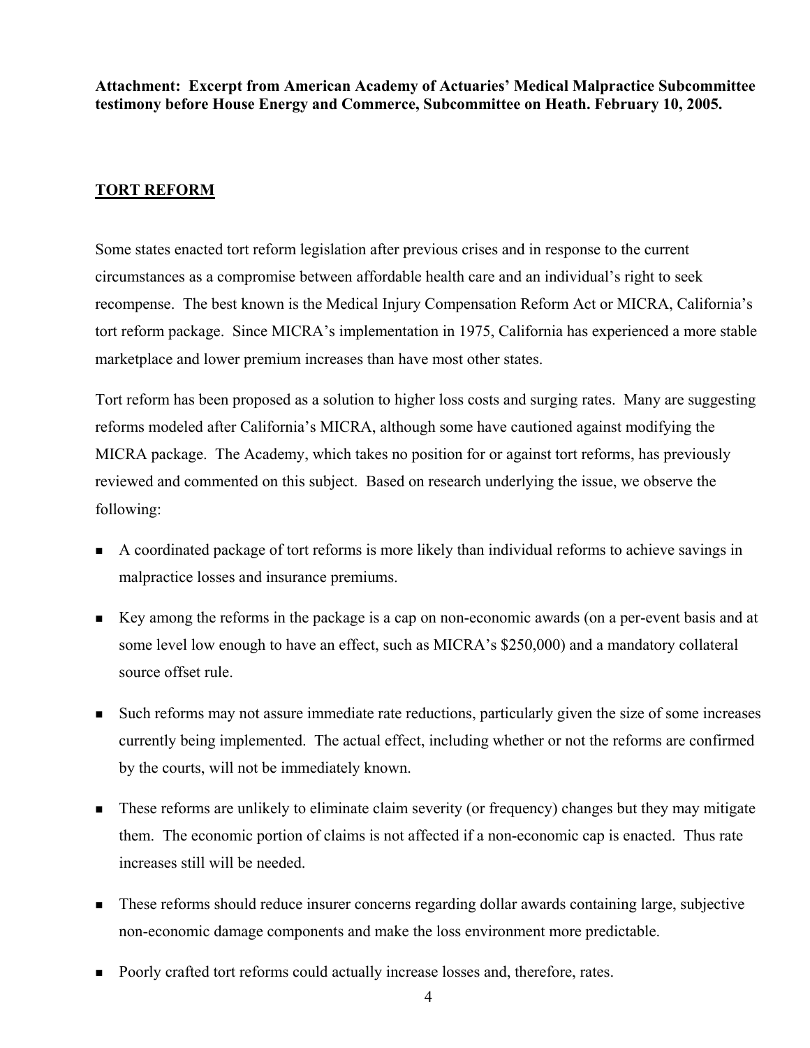**Attachment: Excerpt from American Academy of Actuaries' Medical Malpractice Subcommittee testimony before House Energy and Commerce, Subcommittee on Heath. February 10, 2005.**

## TORT REFORM

Some states enacted tort reform legislation after previous crises and in response to the current circumstances as a compromise between affordable health care and an individual's right to seek recompense. The best known is the Medical Injury Compensation Reform Act or MICRA, California's tort reform package. Since MICRA's implementation in 1975, California has experienced a more stable marketplace and lower premium increases than have most other states.

Tort reform has been proposed as a solution to higher loss costs and surging rates. Many are suggesting reforms modeled after California's MICRA, although some have cautioned against modifying the MICRA package. The Academy, which takes no position for or against tort reforms, has previously reviewed and commented on this subject. Based on research underlying the issue, we observe the following:

- A coordinated package of tort reforms is more likely than individual reforms to achieve savings in malpractice losses and insurance premiums.
- Key among the reforms in the package is a cap on non-economic awards (on a per-event basis and at some level low enough to have an effect, such as MICRA's $250,000) and a mandatory collateral source offset rule.
- Such reforms may not assure immediate rate reductions, particularly given the size of some increases currently being implemented. The actual effect, including whether or not the reforms are confirmed by the courts, will not be immediately known.
- These reforms are unlikely to eliminate claim severity (or frequency) changes but they may mitigate them. The economic portion of claims is not affected if a non-economic cap is enacted. Thus rate increases still will be needed.
- These reforms should reduce insurer concerns regarding dollar awards containing large, subjective non-economic damage components and make the loss environment more predictable.
- Poorly crafted tort reforms could actually increase losses and, therefore, rates.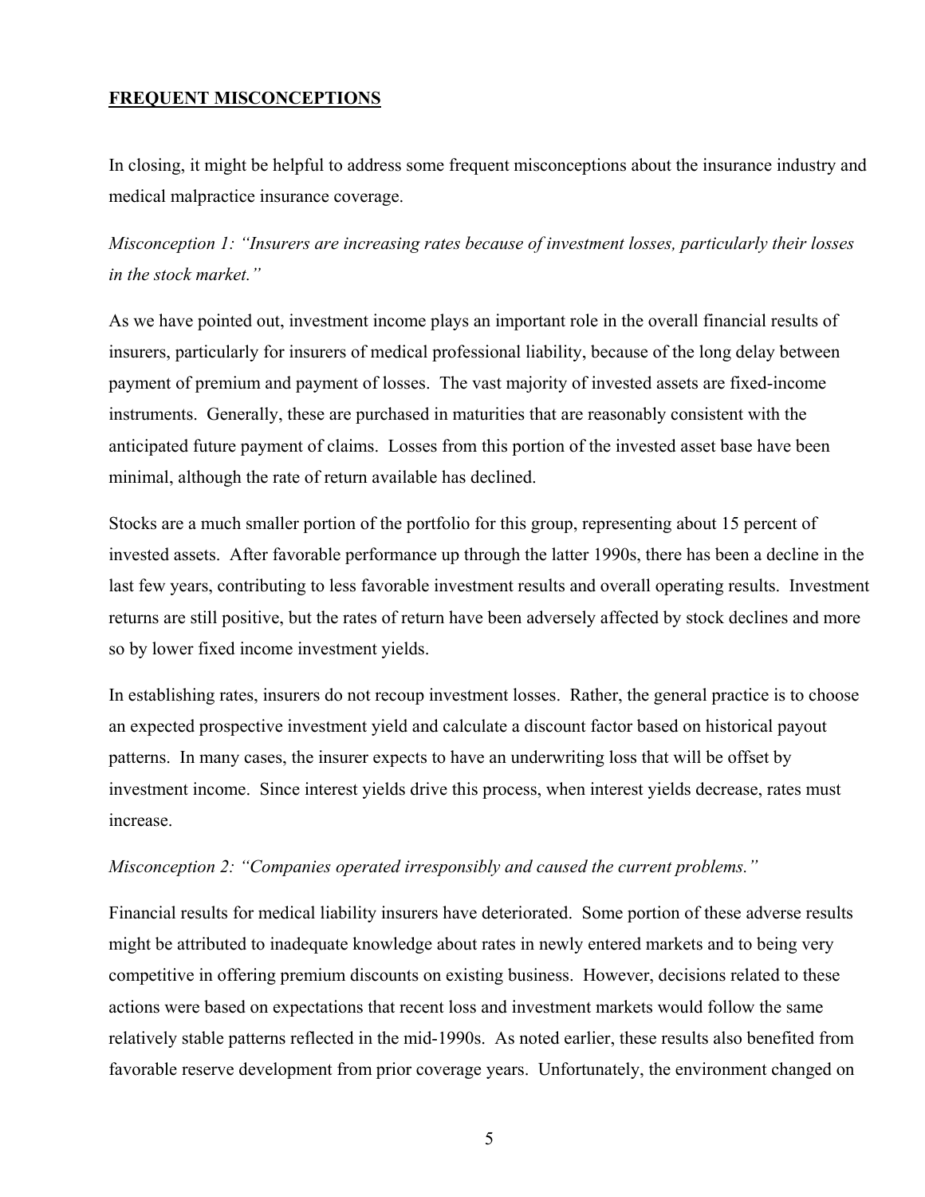## **FREQUENT MISCONCEPTIONS**

In closing, it might be helpful to address some frequent misconceptions about the insurance industry and medical malpractice insurance coverage.

*Misconception 1: "Insurers are increasing rates because of investment losses, particularly their losses in the stock market."*

As we have pointed out, investment income plays an important role in the overall financial results of insurers, particularly for insurers of medical professional liability, because of the long delay between payment of premium and payment of losses. The vast majority of invested assets are fixed-income instruments. Generally, these are purchased in maturities that are reasonably consistent with the anticipated future payment of claims. Losses from this portion of the invested asset base have been minimal, although the rate of return available has declined.

Stocks are a much smaller portion of the portfolio for this group, representing about 15 percent of invested assets. After favorable performance up through the latter 1990s, there has been a decline in the last few years, contributing to less favorable investment results and overall operating results. Investment returns are still positive, but the rates of return have been adversely affected by stock declines and more so by lower fixed income investment yields.

In establishing rates, insurers do not recoup investment losses. Rather, the general practice is to choose an expected prospective investment yield and calculate a discount factor based on historical payout patterns. In many cases, the insurer expects to have an underwriting loss that will be offset by investment income. Since interest yields drive this process, when interest yields decrease, rates must increase.

*Misconception 2: "Companies operated irresponsibly and caused the current problems."*

Financial results for medical liability insurers have deteriorated. Some portion of these adverse results might be attributed to inadequate knowledge about rates in newly entered markets and to being very competitive in offering premium discounts on existing business. However, decisions related to these actions were based on expectations that recent loss and investment markets would follow the same relatively stable patterns reflected in the mid-1990s. As noted earlier, these results also benefited from favorable reserve development from prior coverage years. Unfortunately, the environment changed on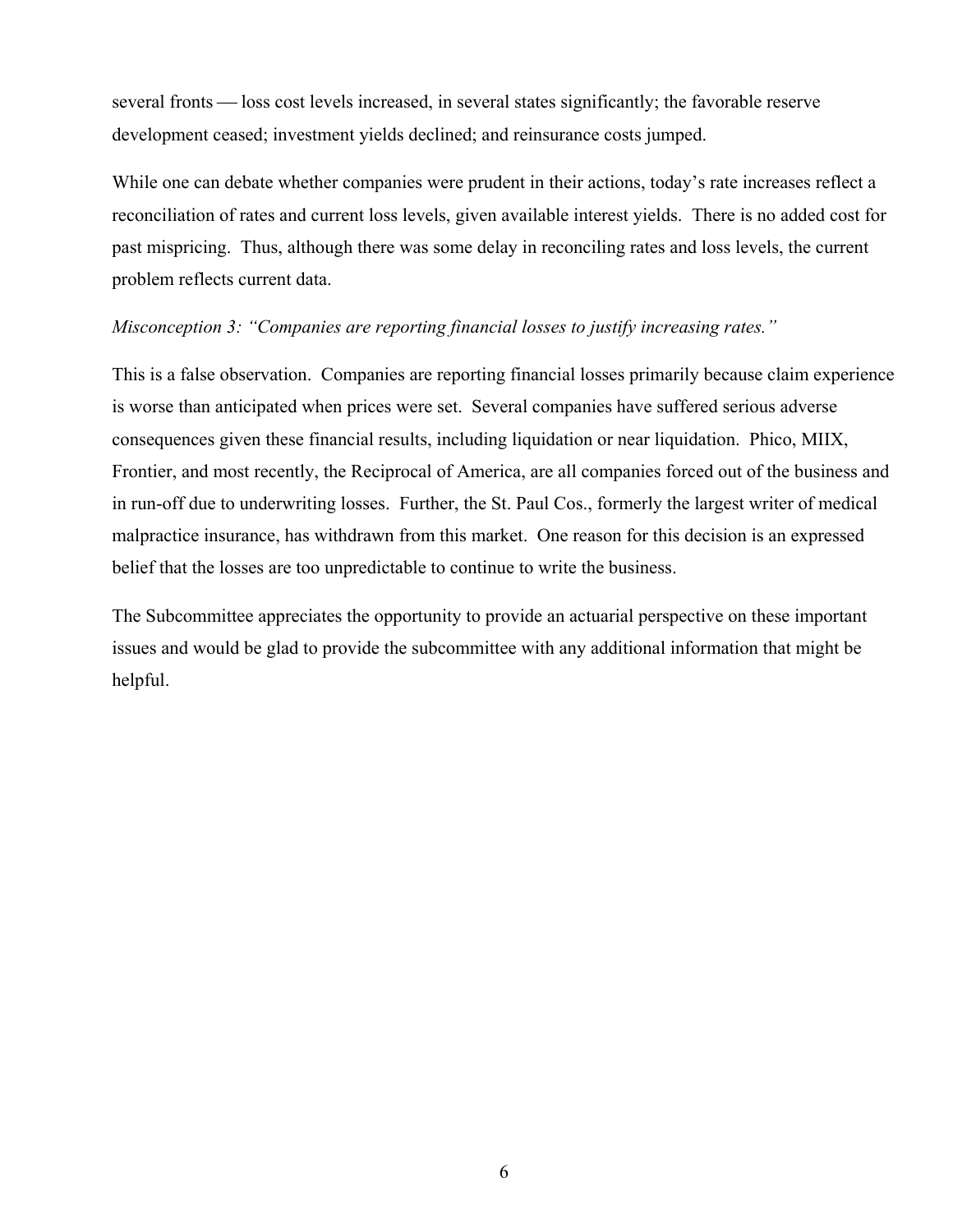several fronts — loss cost levels increased, in several states significantly; the favorable reserve development ceased; investment yields declined; and reinsurance costs jumped.

While one can debate whether companies were prudent in their actions, today's rate increases reflect a reconciliation of rates and current loss levels, given available interest yields. There is no added cost for past mispricing. Thus, although there was some delay in reconciling rates and loss levels, the current problem reflects current data.

*Misconception 3: "Companies are reporting financial losses to justify increasing rates."*

This is a false observation. Companies are reporting financial losses primarily because claim experience is worse than anticipated when prices were set. Several companies have suffered serious adverse consequences given these financial results, including liquidation or near liquidation. Phico, MIIX, Frontier, and most recently, the Reciprocal of America, are all companies forced out of the business and in run-off due to underwriting losses. Further, the St. Paul Cos., formerly the largest writer of medical malpractice insurance, has withdrawn from this market. One reason for this decision is an expressed belief that the losses are too unpredictable to continue to write the business.

The Subcommittee appreciates the opportunity to provide an actuarial perspective on these important issues and would be glad to provide the subcommittee with any additional information that might be helpful.